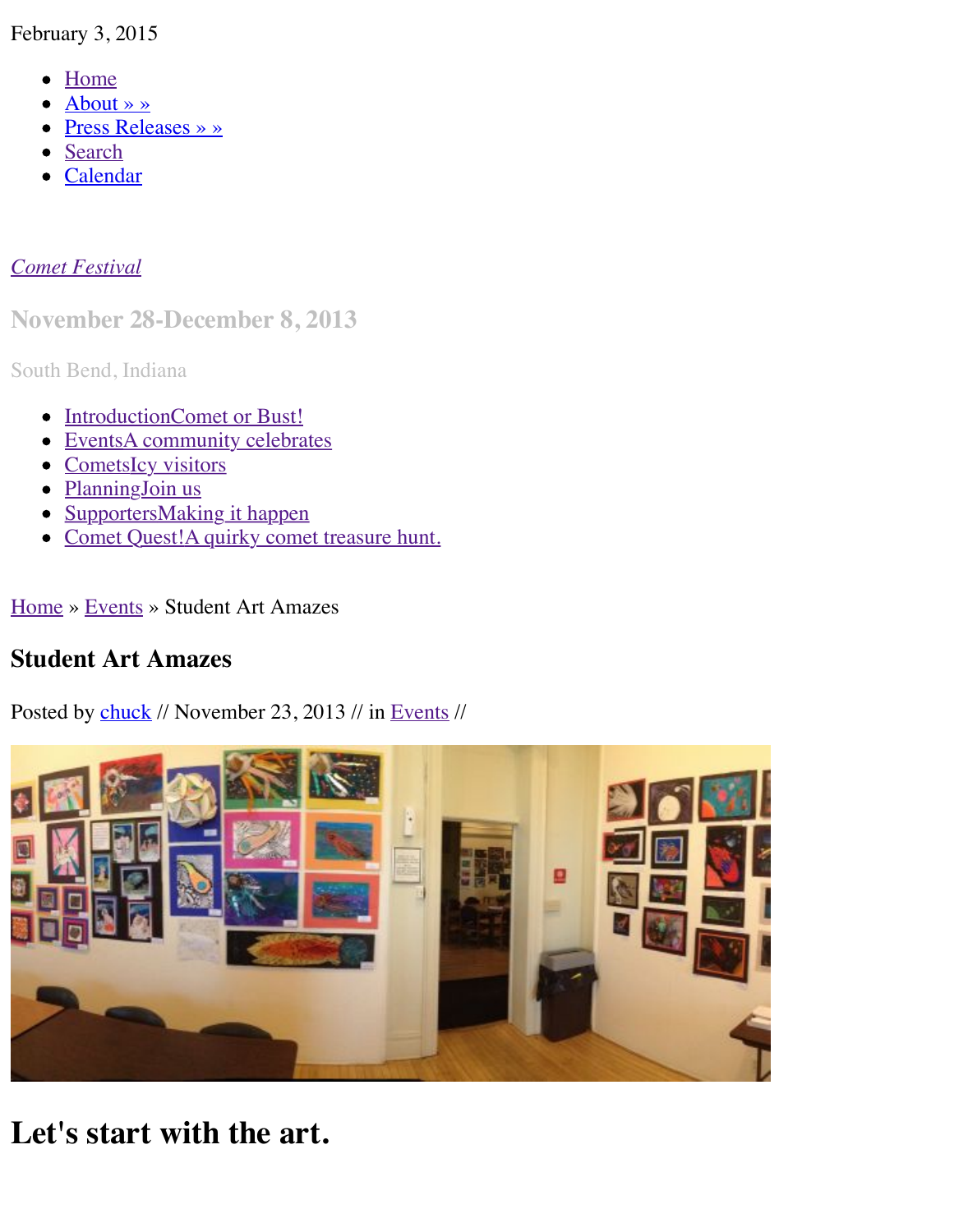February 3, 2015

- Home
- About » »
- Press Releases » »
- Search
- Calendar

*Comet Festival*

## November 28-December 8, 2013

South Bend, Indiana

- IntroductionComet or Bust!
- EventsA community celebrates
- CometsIcy visitors
- PlanningJoin us
- SupportersMaking it happen
- Comet Quest!A quirky comet treasure hunt.

Home » Events » Student Art Amazes

### Student Art Amazes

Posted by chuck // November 23, 2013 // in Events //

## Let's start with the art.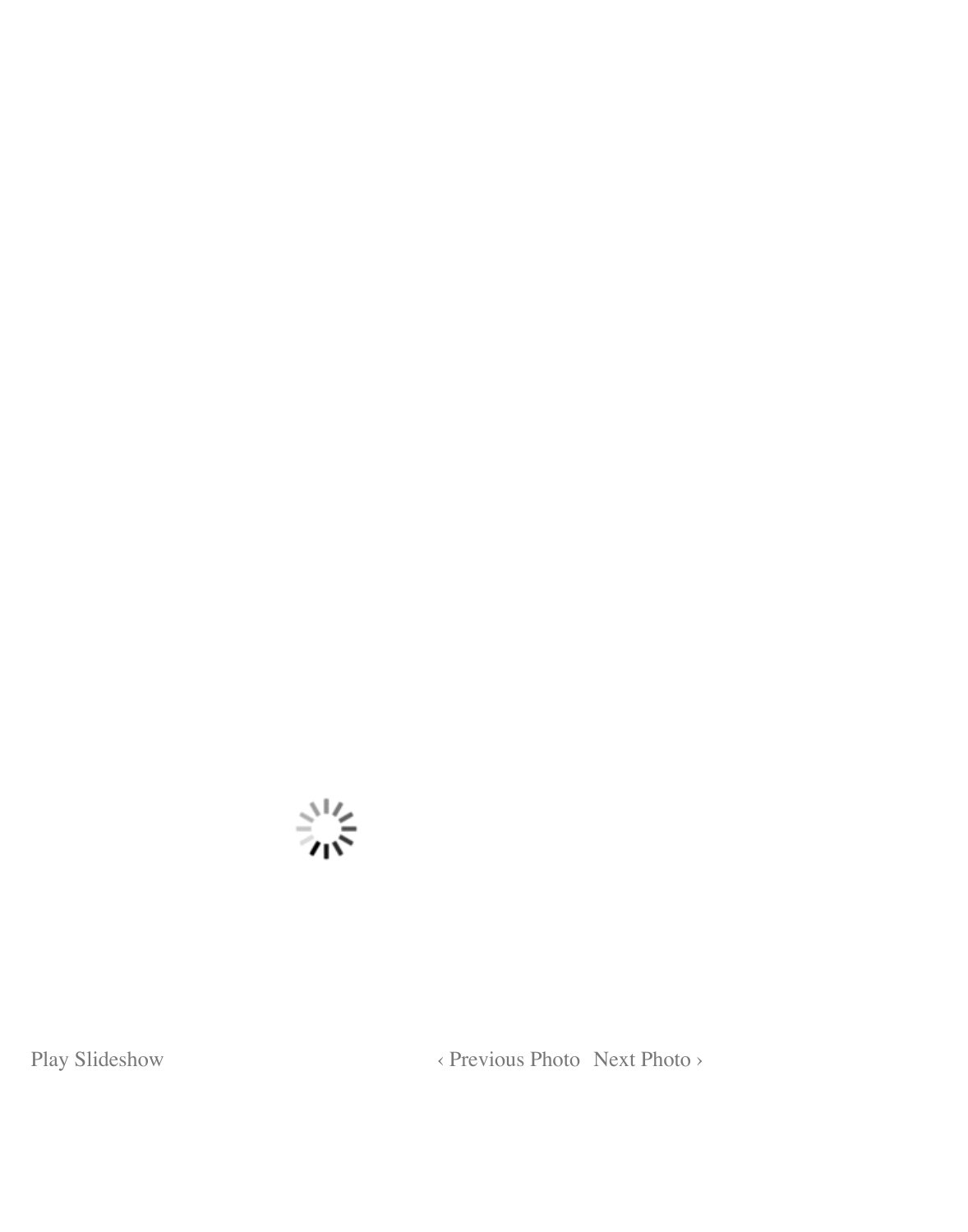Play Slideshow

‹ Previous Photo Next Photo ›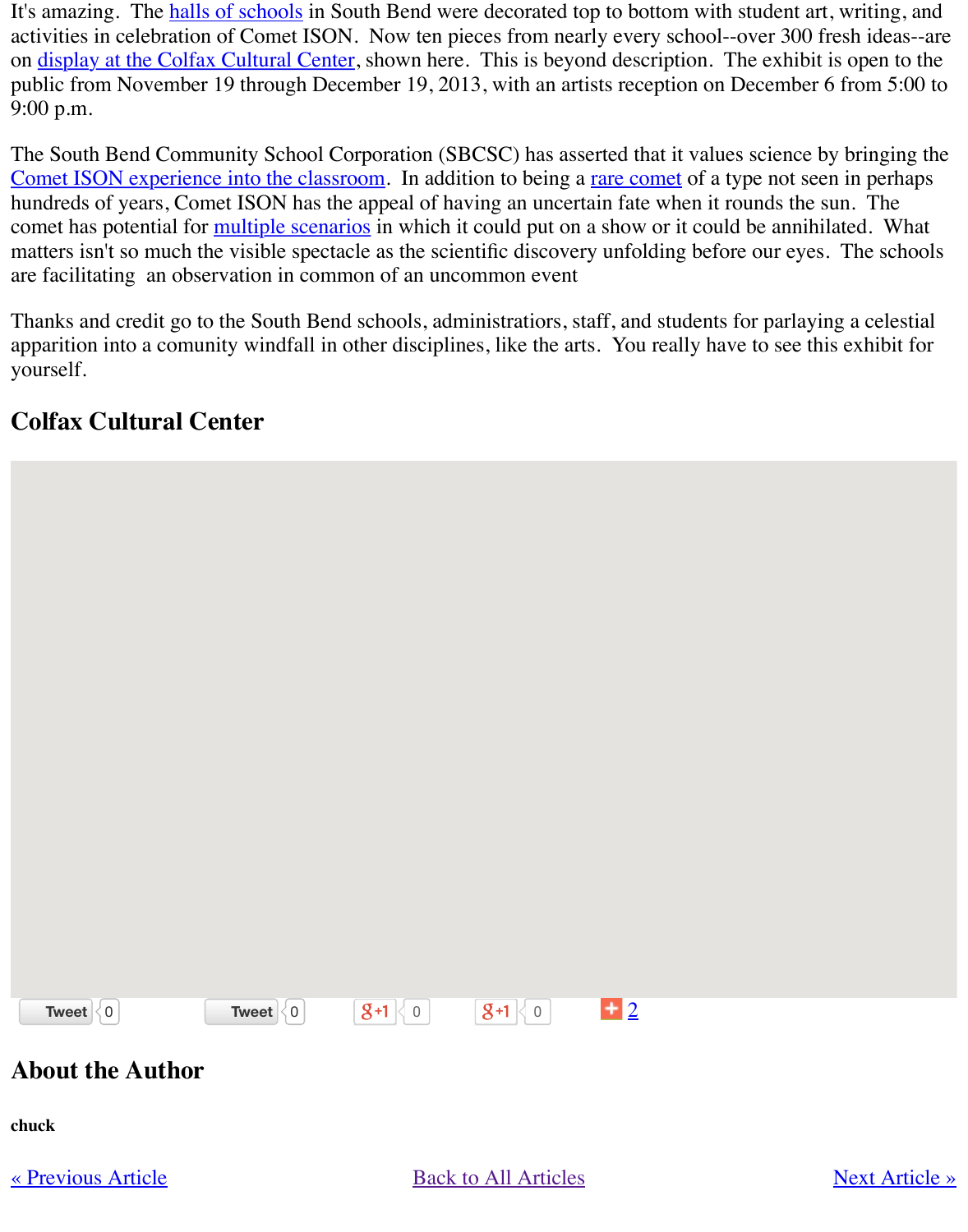It's amazing.  The halls of schools in South Bend were decorated top to bottom with student art, writing, and activities in celebration of Comet ISON.  Now ten pieces from nearly every school--over 300 fresh ideas--are on display at the Colfax Cultural Center, shown here.  This is beyond description.  The exhibit is open to the public from November 19 through December 19, 2013, with an artists reception on December 6 from 5:00 to 9:00 p.m.

The South Bend Community School Corporation (SBCSC) has asserted that it values science by bringing the Comet ISON experience into the classroom.  In addition to being a rare comet of a type not seen in perhaps hundreds of years, Comet ISON has the appeal of having an uncertain fate when it rounds the sun.  The comet has potential for multiple scenarios in which it could put on a show or it could be annihilated.  What matters isn't so much the visible spectacle as the scientific discovery unfolding before our eyes.  The schools are facilitating  an observation in common of an uncommon event

Thanks and credit go to the South Bend schools, administrations, staff, and students for parlaying a celestial apparition into a comunity windfall in other disciplines, like the arts.  You really have to see this exhibit for yourself.

## Colfax Cultural Center

Tweet 0   Tweet 0   +1 0   +1 0   2

## About the Author

**chuck**

« Previous Article   Back to All Articles   Next Article »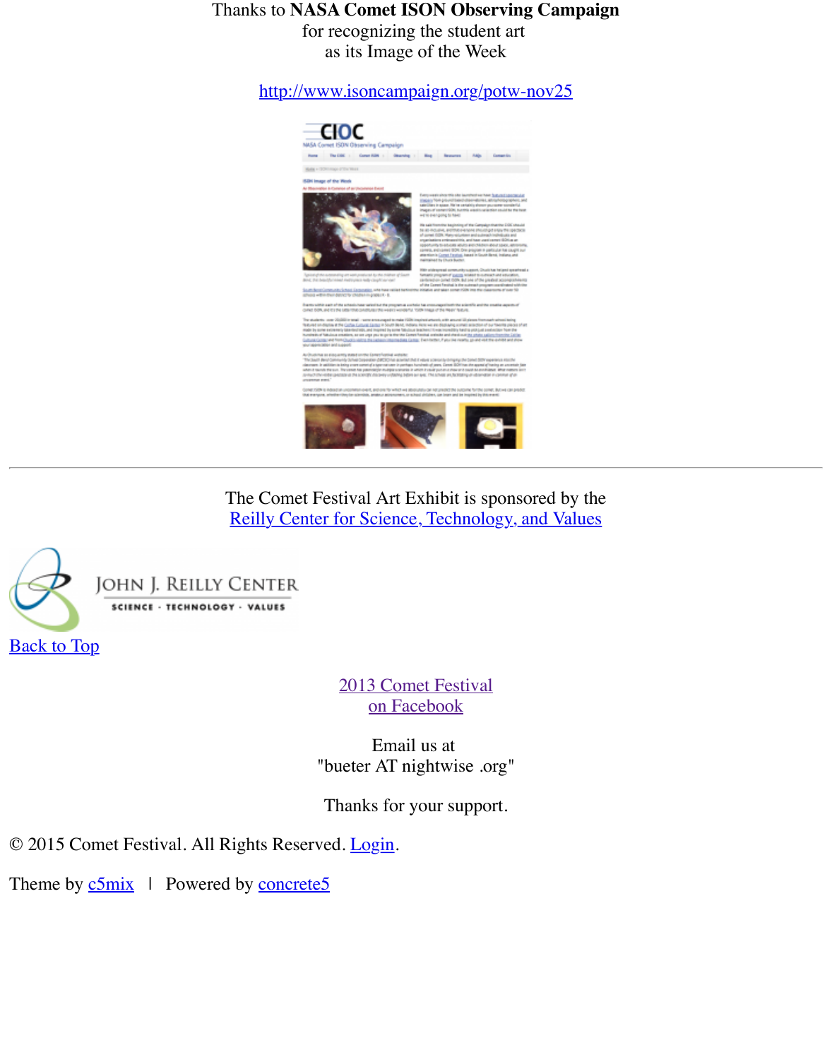Thanks to **NASA Comet ISON Observing Campaign**
for recognizing the student art
as its Image of the Week

http://www.isoncampaign.org/potw-nov25

---

The Comet Festival Art Exhibit is sponsored by the
Reilly Center for Science, Technology, and Values

Back to Top

2013 Comet Festival
on Facebook

Email us at
"bueter AT nightwise .org"

Thanks for your support.

© 2015 Comet Festival. All Rights Reserved. Login.

Theme by c5mix | Powered by concrete5